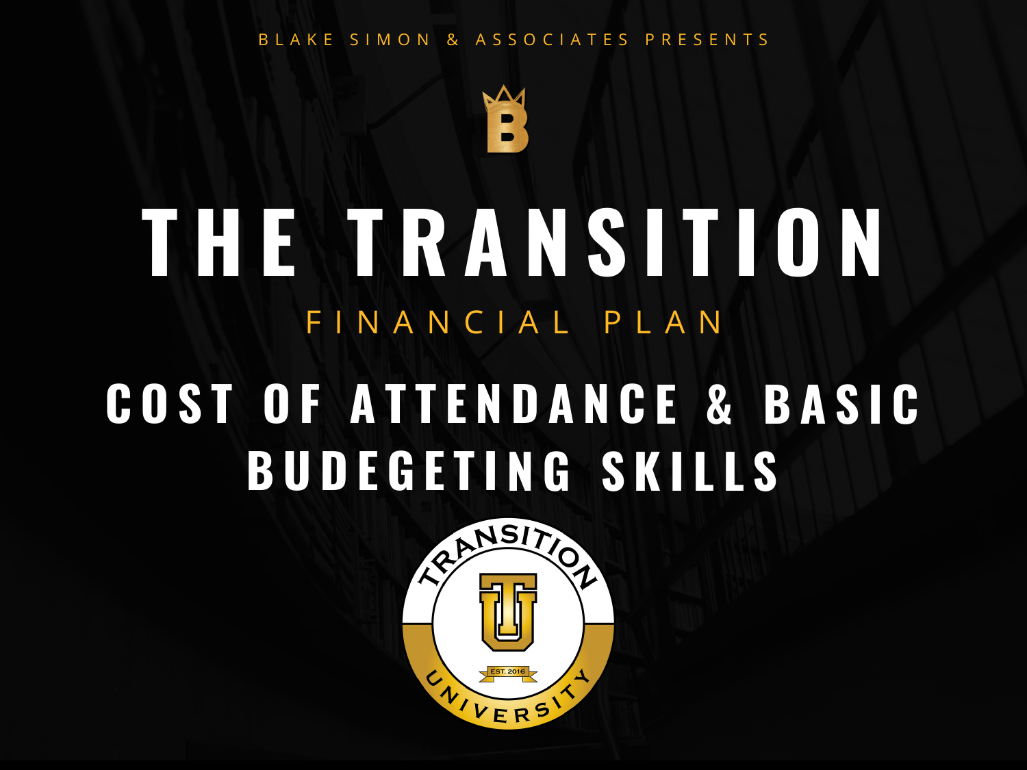BLAKE SIMON & ASSOCIATES PRESENTS

# THE TRANSITION

## FINANCIAL PLAN

## COST OF ATTENDANCE & BASIC BUDEGETING SKILLS

TRANSITION UNIVERSITY

EST. 2016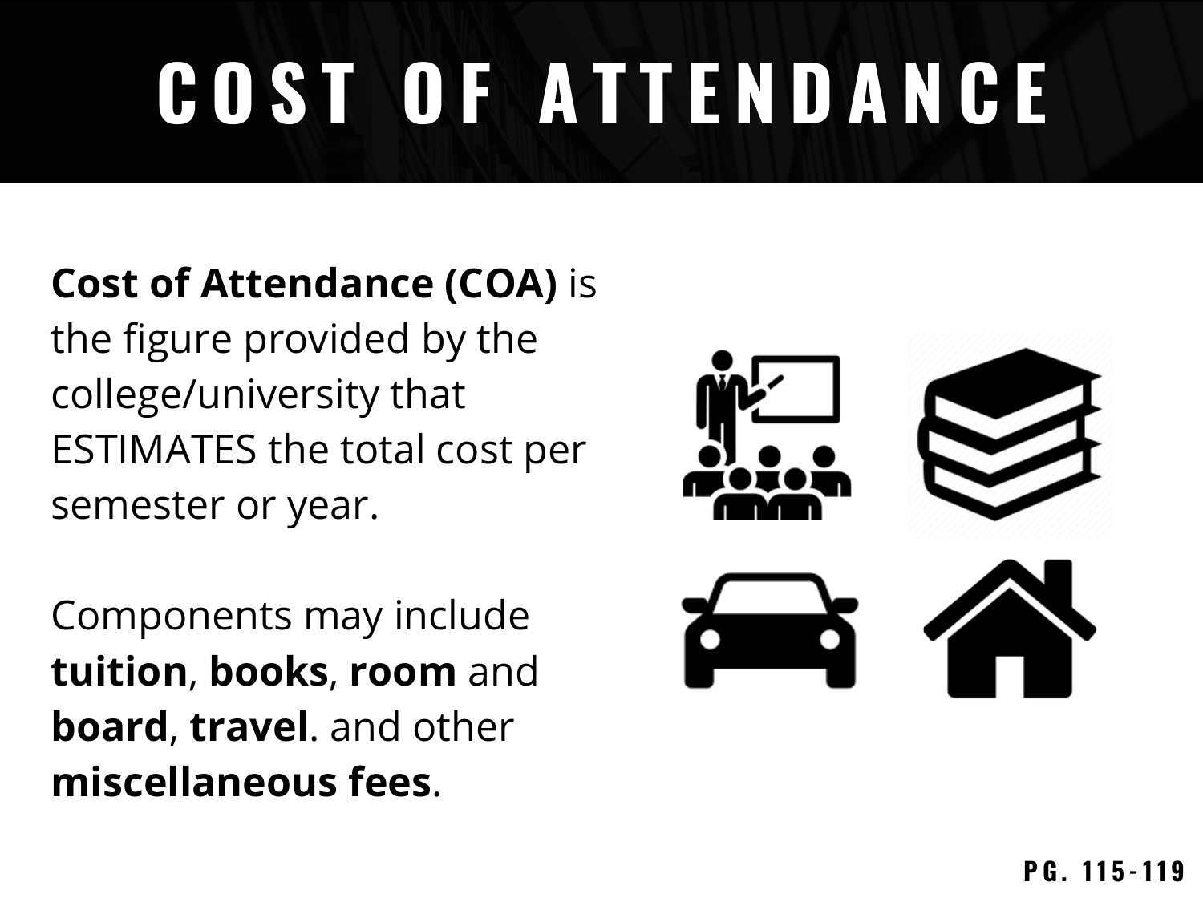# COST OF ATTENDANCE

**Cost of Attendance (COA)** is the figure provided by the college/university that ESTIMATES the total cost per semester or year.

Components may include **tuition**, **books**, **room** and **board**, **travel**. and other **miscellaneous fees**.

PG. 115-119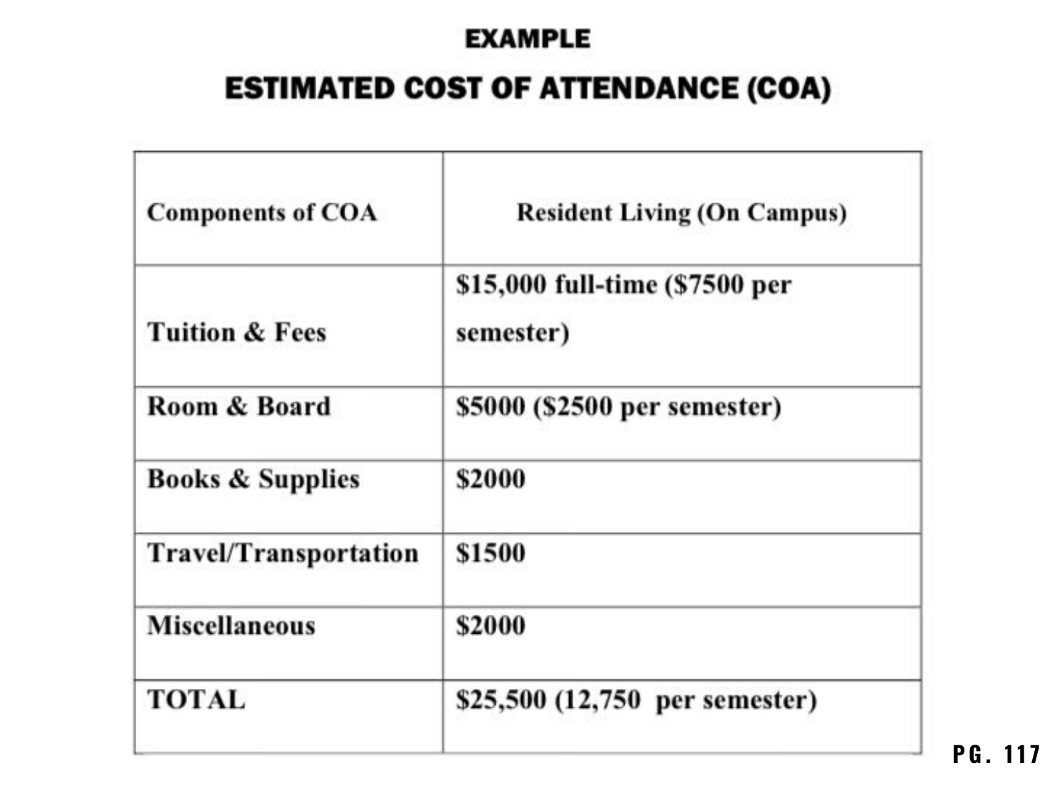## EXAMPLE

# ESTIMATED COST OF ATTENDANCE (COA)

| Components of COA | Resident Living (On Campus) |
|---|---|
| Tuition & Fees | $15,000 full-time ($7500 per semester) |
| Room & Board | $5000 ($2500 per semester) |
| Books & Supplies | $2000 |
| Travel/Transportation | $1500 |
| Miscellaneous | $2000 |
| TOTAL | $25,500 (12,750 per semester) |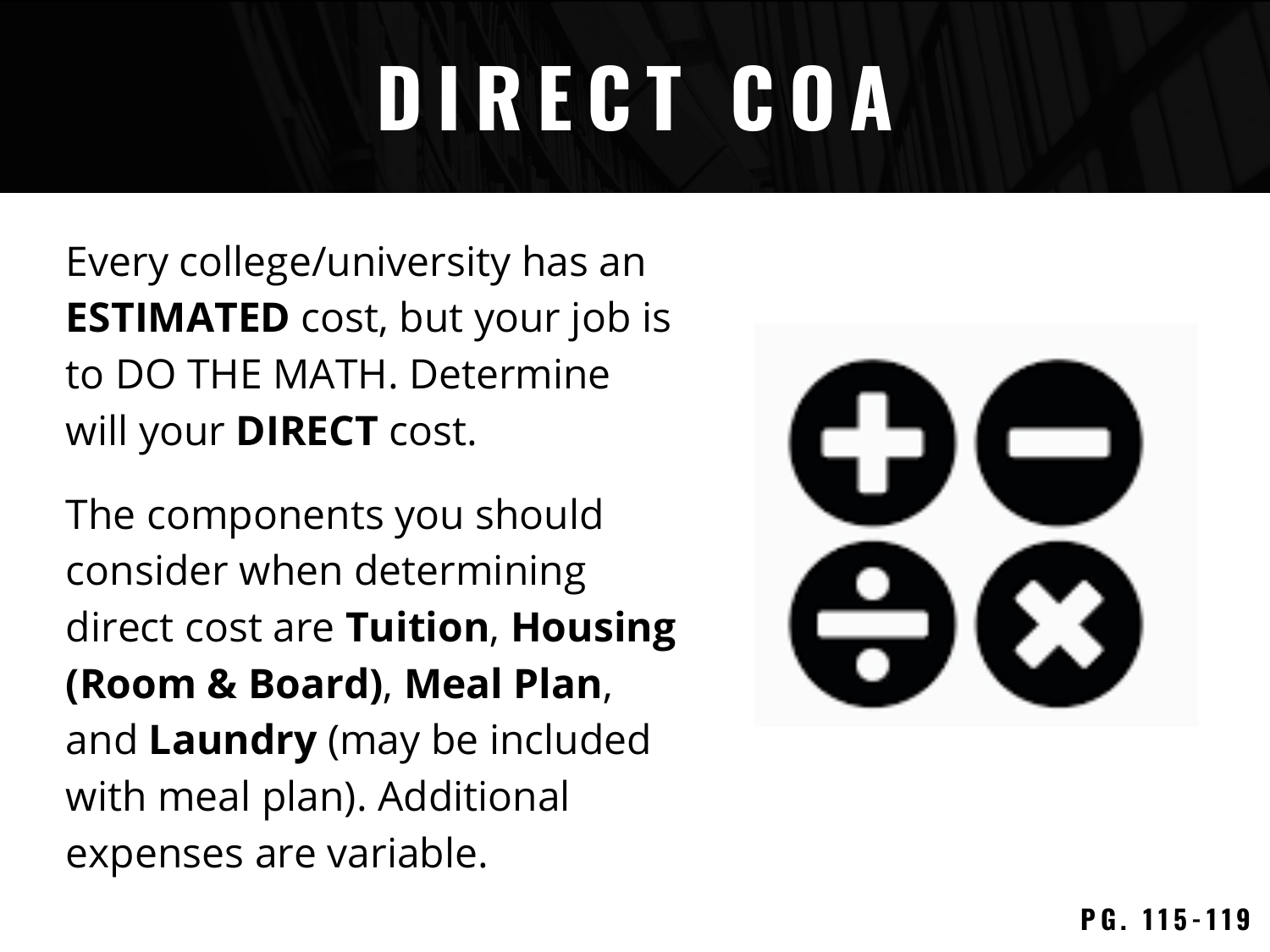# DIRECT COA

Every college/university has an **ESTIMATED** cost, but your job is to DO THE MATH. Determine will your **DIRECT** cost.

The components you should consider when determining direct cost are **Tuition**, **Housing (Room & Board)**, **Meal Plan**, and **Laundry** (may be included with meal plan). Additional expenses are variable.

PG. 115-119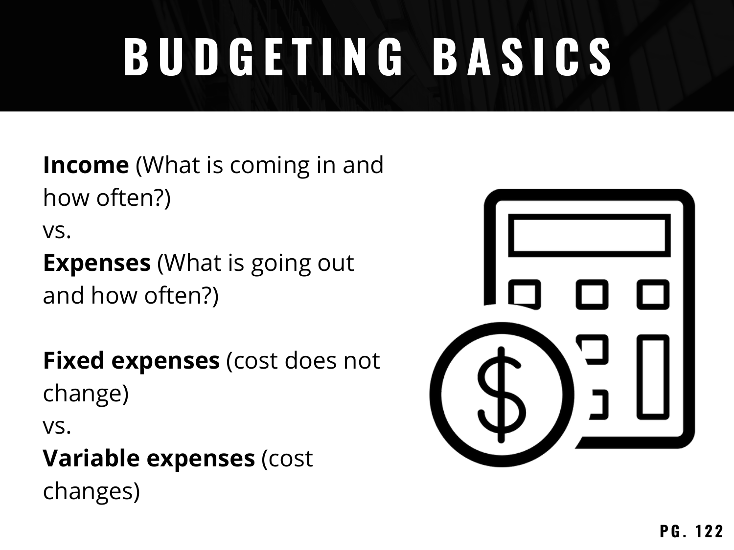# BUDGETING BASICS

**Income** (What is coming in and how often?)
vs.
**Expenses** (What is going out and how often?)

**Fixed expenses** (cost does not change)
vs.
**Variable expenses** (cost changes)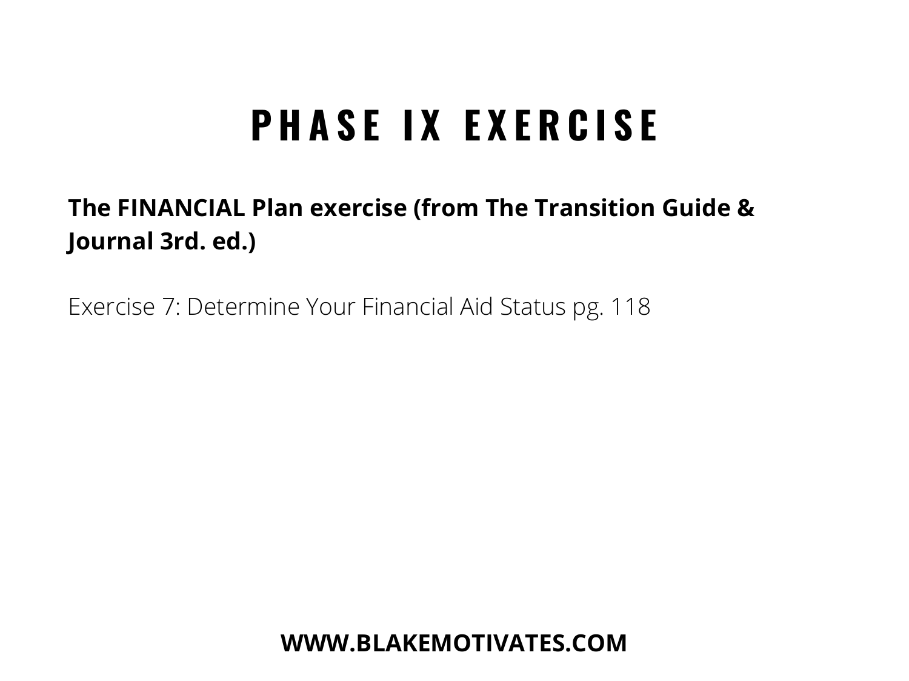# PHASE IX EXERCISE

**The FINANCIAL Plan exercise (from The Transition Guide & Journal 3rd. ed.)**

Exercise 7: Determine Your Financial Aid Status pg. 118

**WWW.BLAKEMOTIVATES.COM**